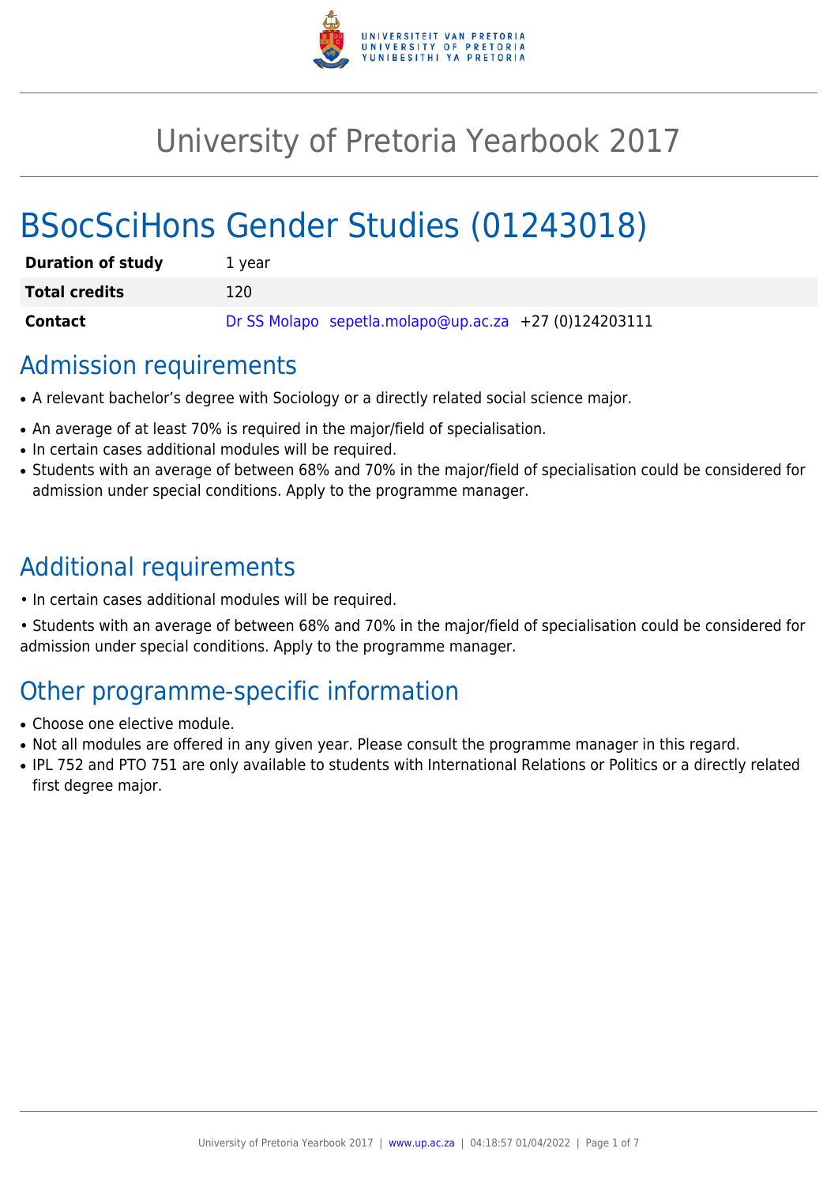# University of Pretoria Yearbook 2017

# BSocSciHons Gender Studies (01243018)

| | |
|---|---|
| **Duration of study** | 1 year |
| **Total credits** | 120 |
| **Contact** | Dr SS Molapo sepetla.molapo@up.ac.za +27 (0)124203111 |

## Admission requirements

- A relevant bachelor's degree with Sociology or a directly related social science major.
- An average of at least 70% is required in the major/field of specialisation.
- In certain cases additional modules will be required.
- Students with an average of between 68% and 70% in the major/field of specialisation could be considered for admission under special conditions. Apply to the programme manager.

## Additional requirements

• In certain cases additional modules will be required.

• Students with an average of between 68% and 70% in the major/field of specialisation could be considered for admission under special conditions. Apply to the programme manager.

## Other programme-specific information

- Choose one elective module.
- Not all modules are offered in any given year. Please consult the programme manager in this regard.
- IPL 752 and PTO 751 are only available to students with International Relations or Politics or a directly related first degree major.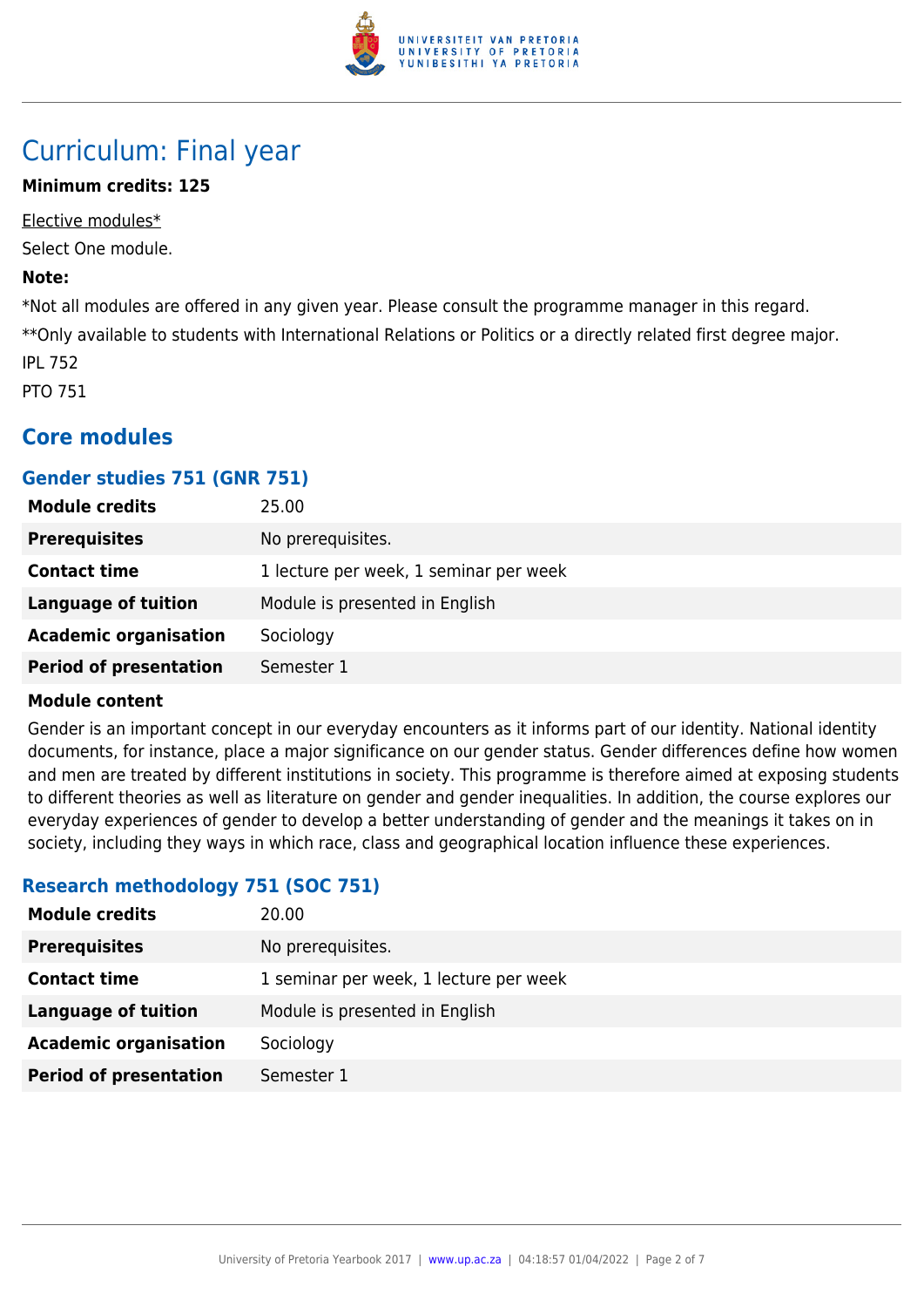# Curriculum: Final year

**Minimum credits: 125**

Elective modules*

Select One module.

**Note:**

*Not all modules are offered in any given year. Please consult the programme manager in this regard.

**Only available to students with International Relations or Politics or a directly related first degree major.

IPL 752

PTO 751

## Core modules

### Gender studies 751 (GNR 751)

| | |
|---|---|
| **Module credits** | 25.00 |
| **Prerequisites** | No prerequisites. |
| **Contact time** | 1 lecture per week, 1 seminar per week |
| **Language of tuition** | Module is presented in English |
| **Academic organisation** | Sociology |
| **Period of presentation** | Semester 1 |

**Module content**

Gender is an important concept in our everyday encounters as it informs part of our identity. National identity documents, for instance, place a major significance on our gender status. Gender differences define how women and men are treated by different institutions in society. This programme is therefore aimed at exposing students to different theories as well as literature on gender and gender inequalities. In addition, the course explores our everyday experiences of gender to develop a better understanding of gender and the meanings it takes on in society, including they ways in which race, class and geographical location influence these experiences.

### Research methodology 751 (SOC 751)

| | |
|---|---|
| **Module credits** | 20.00 |
| **Prerequisites** | No prerequisites. |
| **Contact time** | 1 seminar per week, 1 lecture per week |
| **Language of tuition** | Module is presented in English |
| **Academic organisation** | Sociology |
| **Period of presentation** | Semester 1 |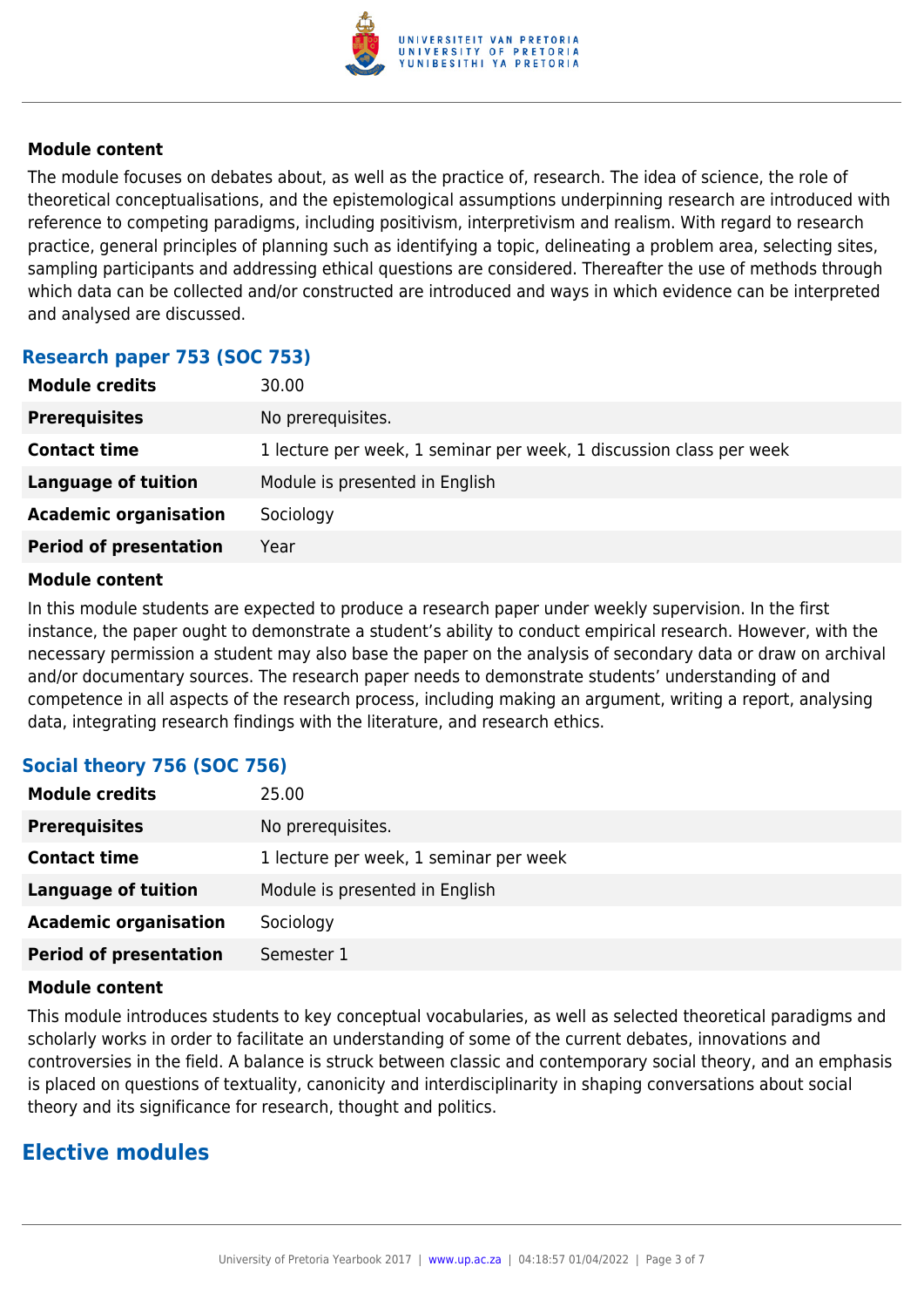**Module content**

The module focuses on debates about, as well as the practice of, research. The idea of science, the role of theoretical conceptualisations, and the epistemological assumptions underpinning research are introduced with reference to competing paradigms, including positivism, interpretivism and realism. With regard to research practice, general principles of planning such as identifying a topic, delineating a problem area, selecting sites, sampling participants and addressing ethical questions are considered. Thereafter the use of methods through which data can be collected and/or constructed are introduced and ways in which evidence can be interpreted and analysed are discussed.

### Research paper 753 (SOC 753)

| | |
|---|---|
| **Module credits** | 30.00 |
| **Prerequisites** | No prerequisites. |
| **Contact time** | 1 lecture per week, 1 seminar per week, 1 discussion class per week |
| **Language of tuition** | Module is presented in English |
| **Academic organisation** | Sociology |
| **Period of presentation** | Year |

**Module content**

In this module students are expected to produce a research paper under weekly supervision. In the first instance, the paper ought to demonstrate a student's ability to conduct empirical research. However, with the necessary permission a student may also base the paper on the analysis of secondary data or draw on archival and/or documentary sources. The research paper needs to demonstrate students' understanding of and competence in all aspects of the research process, including making an argument, writing a report, analysing data, integrating research findings with the literature, and research ethics.

### Social theory 756 (SOC 756)

| | |
|---|---|
| **Module credits** | 25.00 |
| **Prerequisites** | No prerequisites. |
| **Contact time** | 1 lecture per week, 1 seminar per week |
| **Language of tuition** | Module is presented in English |
| **Academic organisation** | Sociology |
| **Period of presentation** | Semester 1 |

**Module content**

This module introduces students to key conceptual vocabularies, as well as selected theoretical paradigms and scholarly works in order to facilitate an understanding of some of the current debates, innovations and controversies in the field. A balance is struck between classic and contemporary social theory, and an emphasis is placed on questions of textuality, canonicity and interdisciplinarity in shaping conversations about social theory and its significance for research, thought and politics.

## Elective modules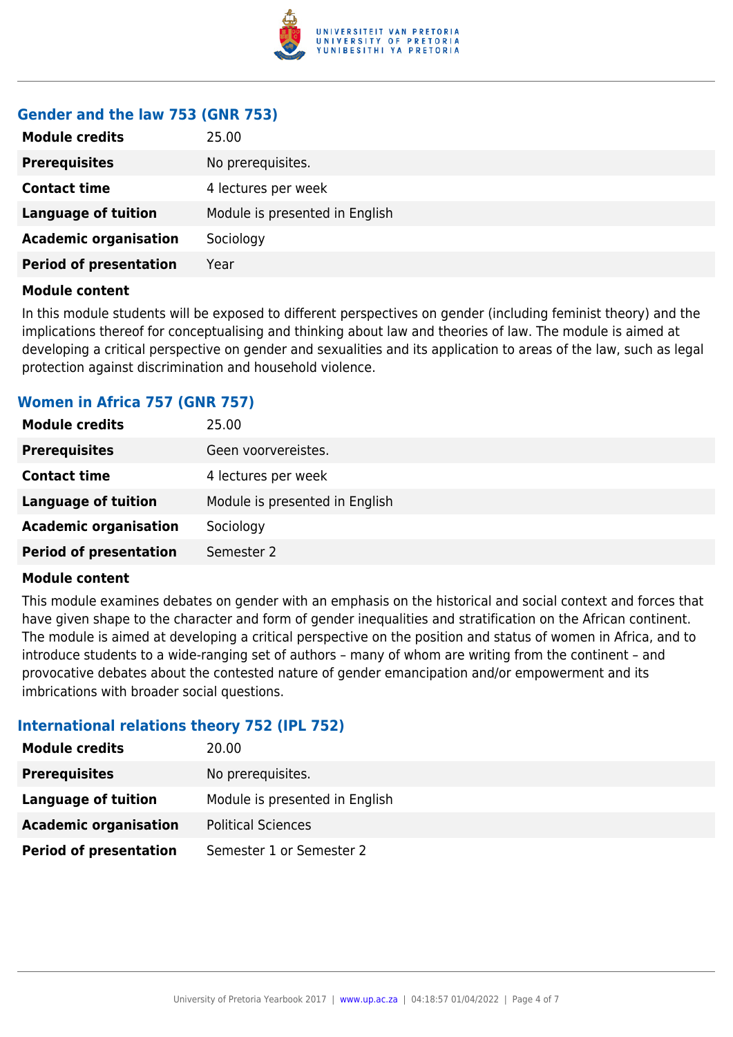### Gender and the law 753 (GNR 753)

| | |
|---|---|
| **Module credits** | 25.00 |
| **Prerequisites** | No prerequisites. |
| **Contact time** | 4 lectures per week |
| **Language of tuition** | Module is presented in English |
| **Academic organisation** | Sociology |
| **Period of presentation** | Year |

**Module content**

In this module students will be exposed to different perspectives on gender (including feminist theory) and the implications thereof for conceptualising and thinking about law and theories of law. The module is aimed at developing a critical perspective on gender and sexualities and its application to areas of the law, such as legal protection against discrimination and household violence.

### Women in Africa 757 (GNR 757)

| | |
|---|---|
| **Module credits** | 25.00 |
| **Prerequisites** | Geen voorvereistes. |
| **Contact time** | 4 lectures per week |
| **Language of tuition** | Module is presented in English |
| **Academic organisation** | Sociology |
| **Period of presentation** | Semester 2 |

**Module content**

This module examines debates on gender with an emphasis on the historical and social context and forces that have given shape to the character and form of gender inequalities and stratification on the African continent. The module is aimed at developing a critical perspective on the position and status of women in Africa, and to introduce students to a wide-ranging set of authors – many of whom are writing from the continent – and provocative debates about the contested nature of gender emancipation and/or empowerment and its imbrications with broader social questions.

### International relations theory 752 (IPL 752)

| | |
|---|---|
| **Module credits** | 20.00 |
| **Prerequisites** | No prerequisites. |
| **Language of tuition** | Module is presented in English |
| **Academic organisation** | Political Sciences |
| **Period of presentation** | Semester 1 or Semester 2 |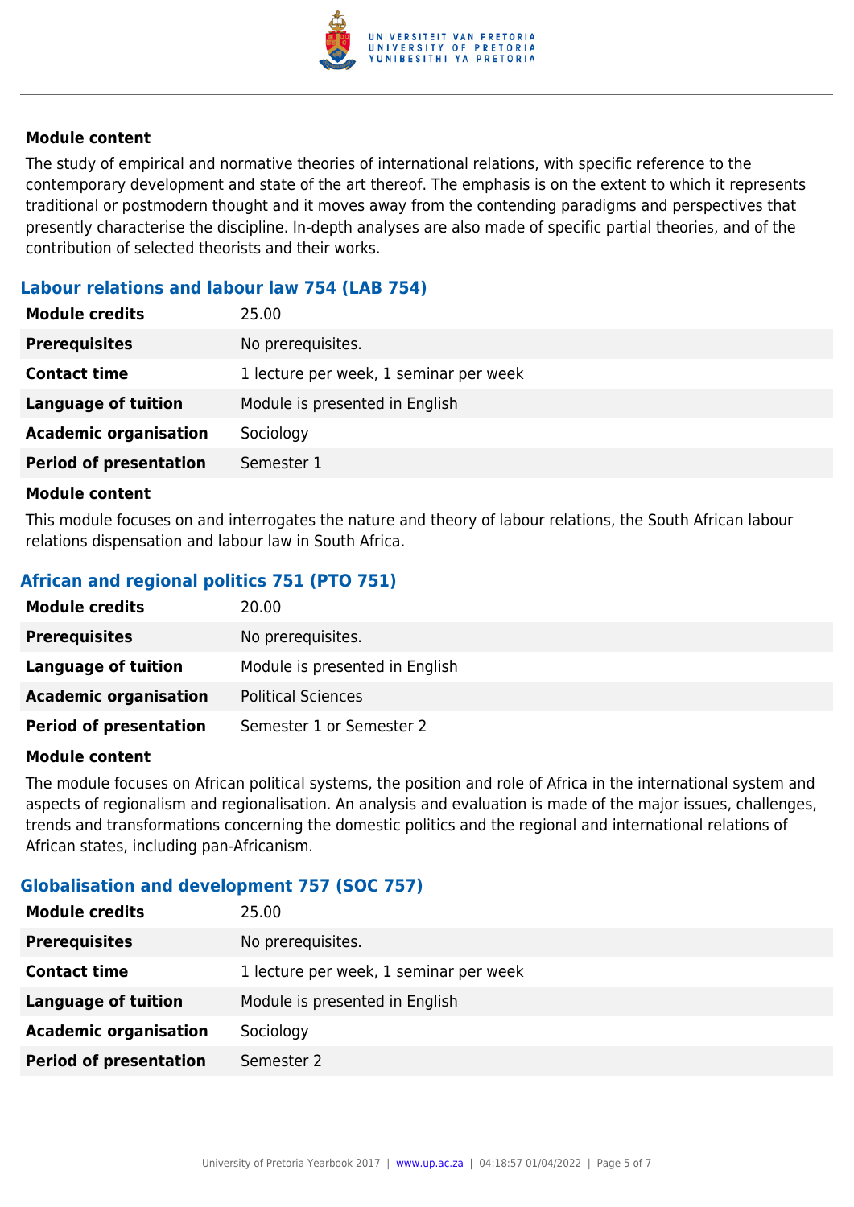#### Module content

The study of empirical and normative theories of international relations, with specific reference to the contemporary development and state of the art thereof. The emphasis is on the extent to which it represents traditional or postmodern thought and it moves away from the contending paradigms and perspectives that presently characterise the discipline. In-depth analyses are also made of specific partial theories, and of the contribution of selected theorists and their works.

### Labour relations and labour law 754 (LAB 754)

| | |
|---|---|
| **Module credits** | 25.00 |
| **Prerequisites** | No prerequisites. |
| **Contact time** | 1 lecture per week, 1 seminar per week |
| **Language of tuition** | Module is presented in English |
| **Academic organisation** | Sociology |
| **Period of presentation** | Semester 1 |

#### Module content

This module focuses on and interrogates the nature and theory of labour relations, the South African labour relations dispensation and labour law in South Africa.

### African and regional politics 751 (PTO 751)

| | |
|---|---|
| **Module credits** | 20.00 |
| **Prerequisites** | No prerequisites. |
| **Language of tuition** | Module is presented in English |
| **Academic organisation** | Political Sciences |
| **Period of presentation** | Semester 1 or Semester 2 |

#### Module content

The module focuses on African political systems, the position and role of Africa in the international system and aspects of regionalism and regionalisation. An analysis and evaluation is made of the major issues, challenges, trends and transformations concerning the domestic politics and the regional and international relations of African states, including pan-Africanism.

### Globalisation and development 757 (SOC 757)

| | |
|---|---|
| **Module credits** | 25.00 |
| **Prerequisites** | No prerequisites. |
| **Contact time** | 1 lecture per week, 1 seminar per week |
| **Language of tuition** | Module is presented in English |
| **Academic organisation** | Sociology |
| **Period of presentation** | Semester 2 |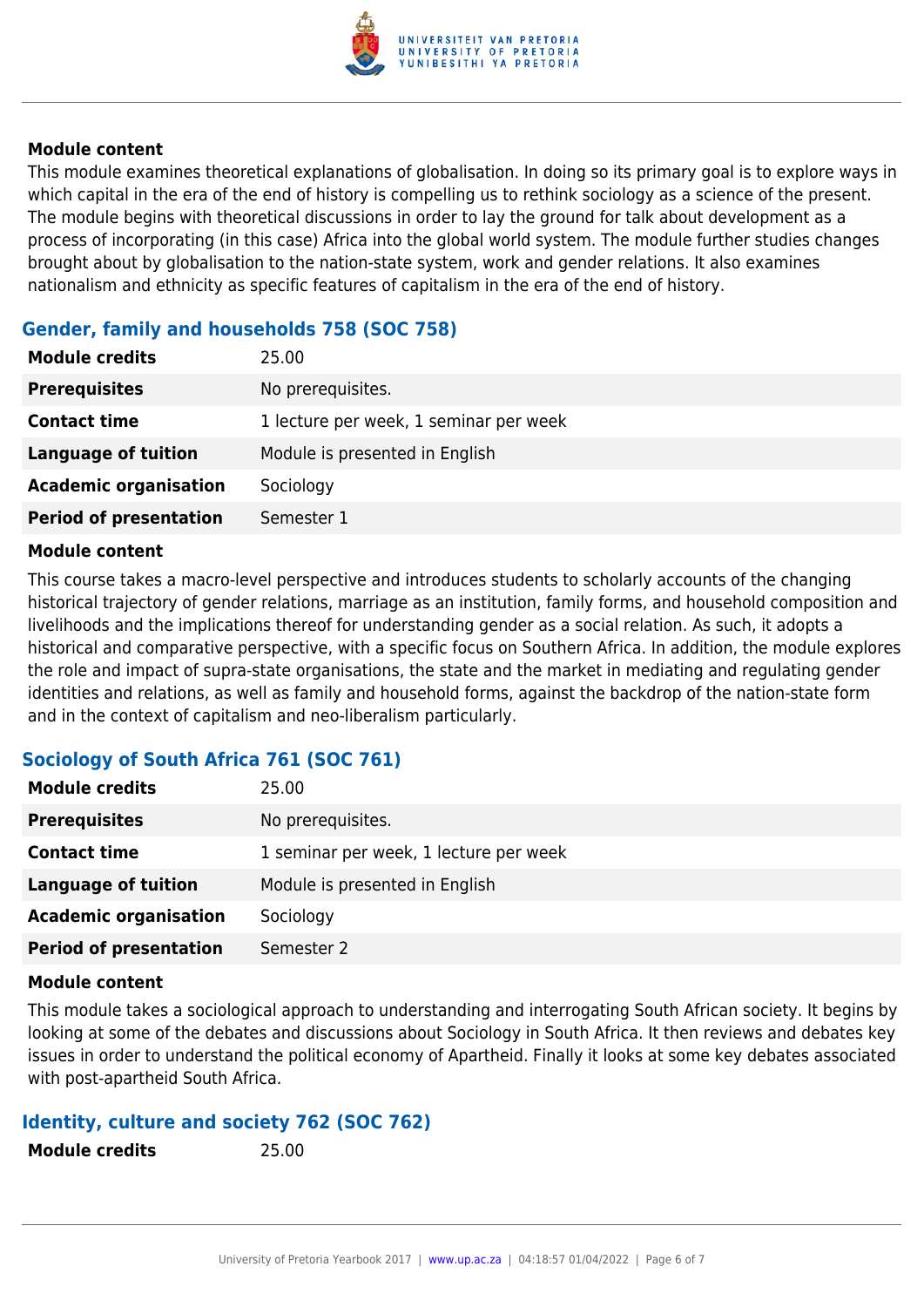**Module content**

This module examines theoretical explanations of globalisation. In doing so its primary goal is to explore ways in which capital in the era of the end of history is compelling us to rethink sociology as a science of the present. The module begins with theoretical discussions in order to lay the ground for talk about development as a process of incorporating (in this case) Africa into the global world system. The module further studies changes brought about by globalisation to the nation-state system, work and gender relations. It also examines nationalism and ethnicity as specific features of capitalism in the era of the end of history.

### Gender, family and households 758 (SOC 758)

| | |
|---|---|
| **Module credits** | 25.00 |
| **Prerequisites** | No prerequisites. |
| **Contact time** | 1 lecture per week, 1 seminar per week |
| **Language of tuition** | Module is presented in English |
| **Academic organisation** | Sociology |
| **Period of presentation** | Semester 1 |

**Module content**

This course takes a macro-level perspective and introduces students to scholarly accounts of the changing historical trajectory of gender relations, marriage as an institution, family forms, and household composition and livelihoods and the implications thereof for understanding gender as a social relation. As such, it adopts a historical and comparative perspective, with a specific focus on Southern Africa. In addition, the module explores the role and impact of supra-state organisations, the state and the market in mediating and regulating gender identities and relations, as well as family and household forms, against the backdrop of the nation-state form and in the context of capitalism and neo-liberalism particularly.

### Sociology of South Africa 761 (SOC 761)

| | |
|---|---|
| **Module credits** | 25.00 |
| **Prerequisites** | No prerequisites. |
| **Contact time** | 1 seminar per week, 1 lecture per week |
| **Language of tuition** | Module is presented in English |
| **Academic organisation** | Sociology |
| **Period of presentation** | Semester 2 |

**Module content**

This module takes a sociological approach to understanding and interrogating South African society. It begins by looking at some of the debates and discussions about Sociology in South Africa. It then reviews and debates key issues in order to understand the political economy of Apartheid. Finally it looks at some key debates associated with post-apartheid South Africa.

### Identity, culture and society 762 (SOC 762)

| | |
|---|---|
| **Module credits** | 25.00 |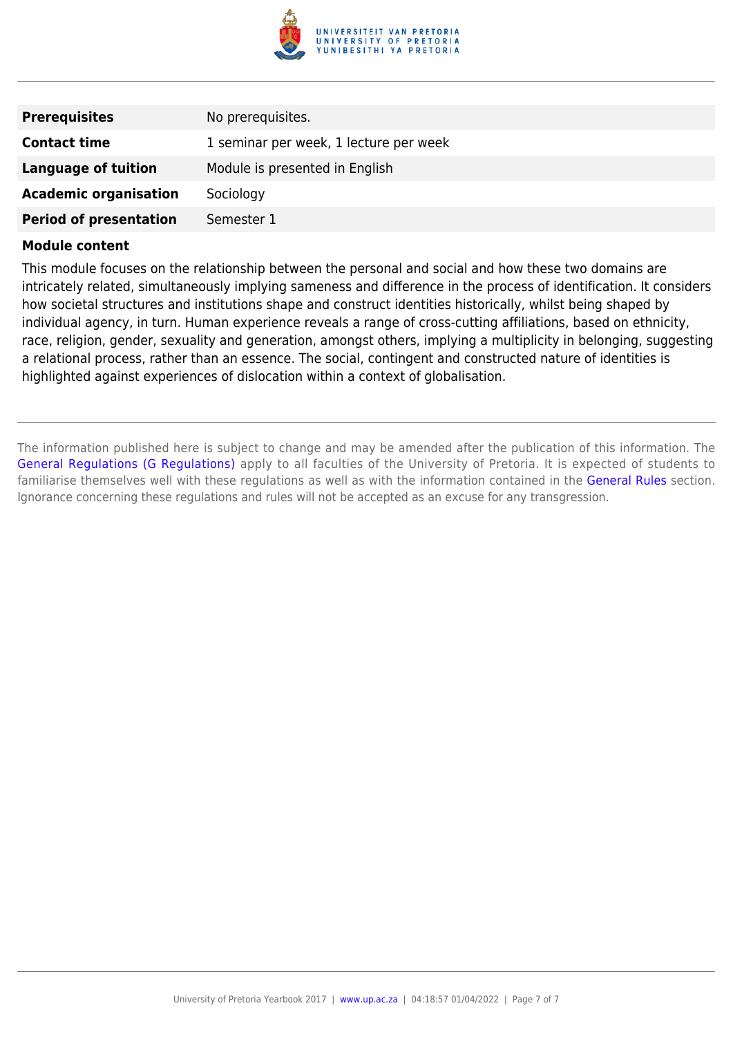| | |
|---|---|
| **Prerequisites** | No prerequisites. |
| **Contact time** | 1 seminar per week, 1 lecture per week |
| **Language of tuition** | Module is presented in English |
| **Academic organisation** | Sociology |
| **Period of presentation** | Semester 1 |

**Module content**

This module focuses on the relationship between the personal and social and how these two domains are intricately related, simultaneously implying sameness and difference in the process of identification. It considers how societal structures and institutions shape and construct identities historically, whilst being shaped by individual agency, in turn. Human experience reveals a range of cross-cutting affiliations, based on ethnicity, race, religion, gender, sexuality and generation, amongst others, implying a multiplicity in belonging, suggesting a relational process, rather than an essence. The social, contingent and constructed nature of identities is highlighted against experiences of dislocation within a context of globalisation.

The information published here is subject to change and may be amended after the publication of this information. The General Regulations (G Regulations) apply to all faculties of the University of Pretoria. It is expected of students to familiarise themselves well with these regulations as well as with the information contained in the General Rules section. Ignorance concerning these regulations and rules will not be accepted as an excuse for any transgression.